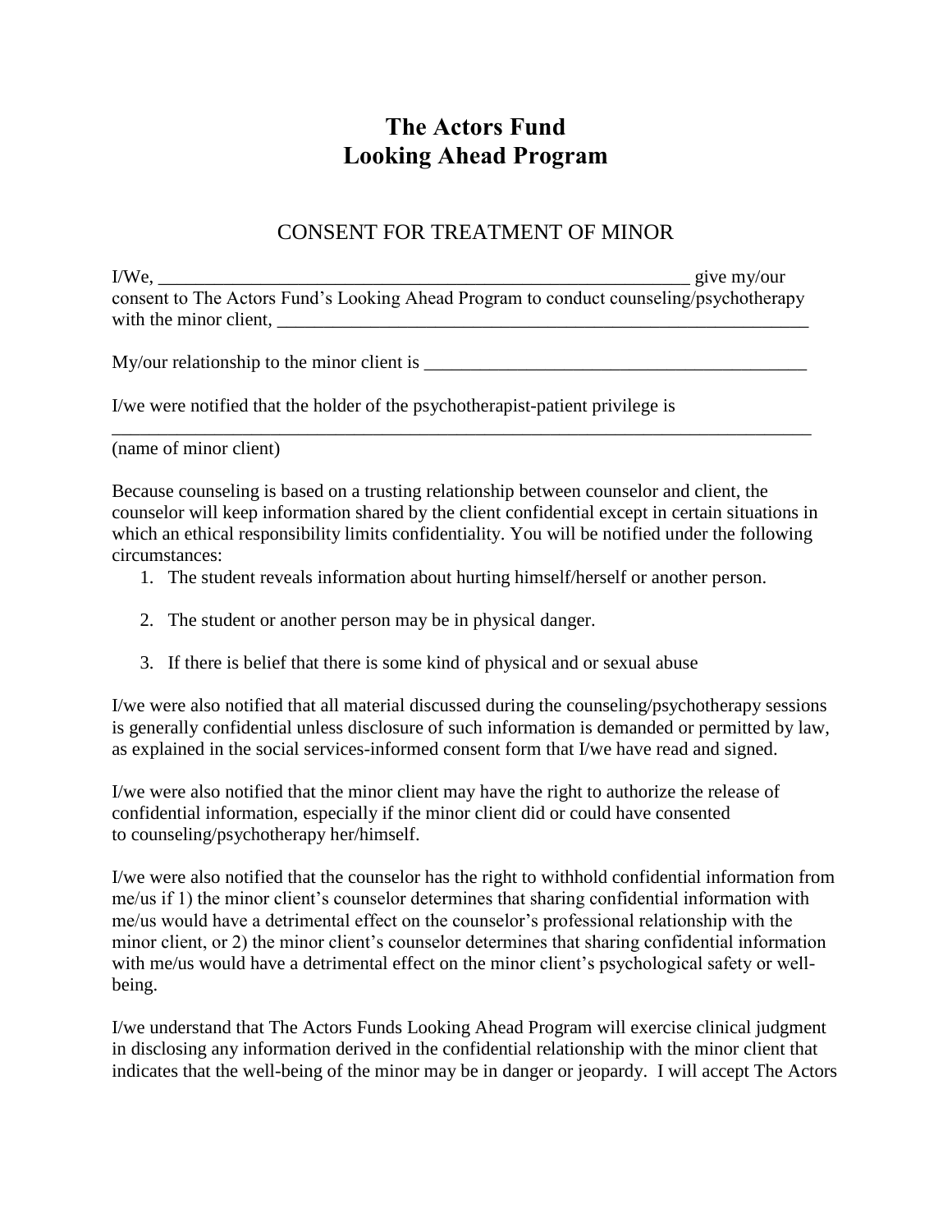# The Actors Fund
# Looking Ahead Program

## CONSENT FOR TREATMENT OF MINOR

I/We, ___________________________________________________________ give my/our consent to The Actors Fund's Looking Ahead Program to conduct counseling/psychotherapy with the minor client, ____________________________________________________________

My/our relationship to the minor client is _________________________________________

I/we were notified that the holder of the psychotherapist-patient privilege is
_____________________________________________________________________________
(name of minor client)

Because counseling is based on a trusting relationship between counselor and client, the counselor will keep information shared by the client confidential except in certain situations in which an ethical responsibility limits confidentiality. You will be notified under the following circumstances:

1. The student reveals information about hurting himself/herself or another person.

2. The student or another person may be in physical danger.

3. If there is belief that there is some kind of physical and or sexual abuse

I/we were also notified that all material discussed during the counseling/psychotherapy sessions is generally confidential unless disclosure of such information is demanded or permitted by law, as explained in the social services-informed consent form that I/we have read and signed.

I/we were also notified that the minor client may have the right to authorize the release of confidential information, especially if the minor client did or could have consented to counseling/psychotherapy her/himself.

I/we were also notified that the counselor has the right to withhold confidential information from me/us if 1) the minor client's counselor determines that sharing confidential information with me/us would have a detrimental effect on the counselor's professional relationship with the minor client, or 2) the minor client's counselor determines that sharing confidential information with me/us would have a detrimental effect on the minor client's psychological safety or well-being.

I/we understand that The Actors Funds Looking Ahead Program will exercise clinical judgment in disclosing any information derived in the confidential relationship with the minor client that indicates that the well-being of the minor may be in danger or jeopardy. I will accept The Actors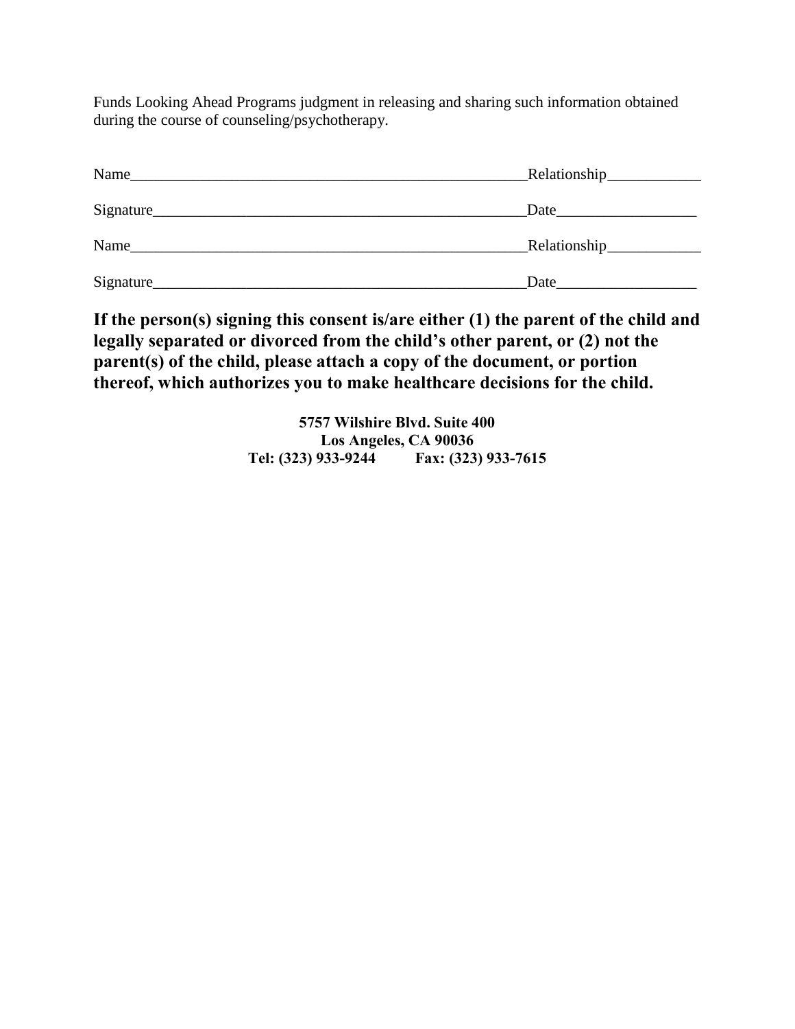Funds Looking Ahead Programs judgment in releasing and sharing such information obtained during the course of counseling/psychotherapy.

Name_____________________________________________________Relationship____________

Signature_________________________________________________Date__________________

Name_____________________________________________________Relationship____________

Signature_________________________________________________Date__________________

**If the person(s) signing this consent is/are either (1) the parent of the child and legally separated or divorced from the child's other parent, or (2) not the parent(s) of the child, please attach a copy of the document, or portion thereof, which authorizes you to make healthcare decisions for the child.**

**5757 Wilshire Blvd. Suite 400**
**Los Angeles, CA 90036**
**Tel: (323) 933-9244 Fax: (323) 933-7615**